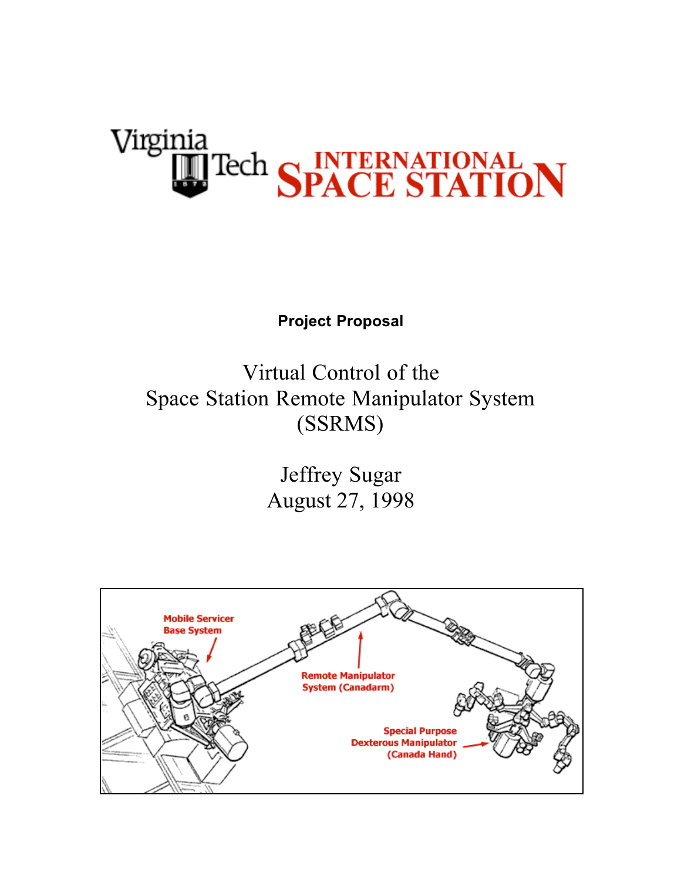Virginia Tech INTERNATIONAL SPACE STATION

**Project Proposal**

# Virtual Control of the Space Station Remote Manipulator System (SSRMS)

Jeffrey Sugar
August 27, 1998

Mobile Servicer Base System

Remote Manipulator System (Canadarm)

Special Purpose Dexterous Manipulator (Canada Hand)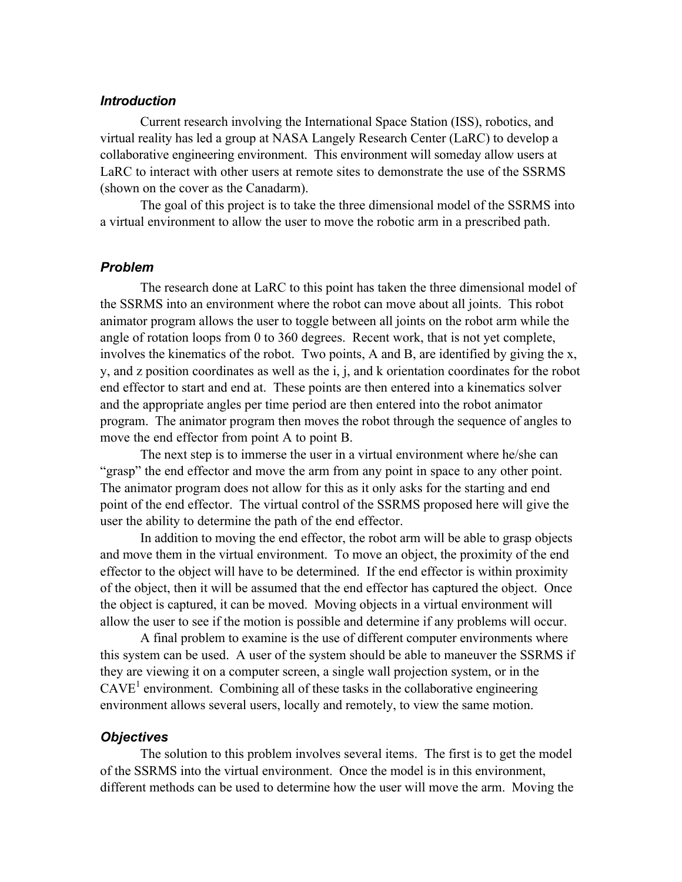### *Introduction*

Current research involving the International Space Station (ISS), robotics, and virtual reality has led a group at NASA Langely Research Center (LaRC) to develop a collaborative engineering environment. This environment will someday allow users at LaRC to interact with other users at remote sites to demonstrate the use of the SSRMS (shown on the cover as the Canadarm).

The goal of this project is to take the three dimensional model of the SSRMS into a virtual environment to allow the user to move the robotic arm in a prescribed path.

### *Problem*

The research done at LaRC to this point has taken the three dimensional model of the SSRMS into an environment where the robot can move about all joints. This robot animator program allows the user to toggle between all joints on the robot arm while the angle of rotation loops from 0 to 360 degrees. Recent work, that is not yet complete, involves the kinematics of the robot. Two points, A and B, are identified by giving the x, y, and z position coordinates as well as the i, j, and k orientation coordinates for the robot end effector to start and end at. These points are then entered into a kinematics solver and the appropriate angles per time period are then entered into the robot animator program. The animator program then moves the robot through the sequence of angles to move the end effector from point A to point B.

The next step is to immerse the user in a virtual environment where he/she can "grasp" the end effector and move the arm from any point in space to any other point. The animator program does not allow for this as it only asks for the starting and end point of the end effector. The virtual control of the SSRMS proposed here will give the user the ability to determine the path of the end effector.

In addition to moving the end effector, the robot arm will be able to grasp objects and move them in the virtual environment. To move an object, the proximity of the end effector to the object will have to be determined. If the end effector is within proximity of the object, then it will be assumed that the end effector has captured the object. Once the object is captured, it can be moved. Moving objects in a virtual environment will allow the user to see if the motion is possible and determine if any problems will occur.

A final problem to examine is the use of different computer environments where this system can be used. A user of the system should be able to maneuver the SSRMS if they are viewing it on a computer screen, a single wall projection system, or in the CAVE[1] environment. Combining all of these tasks in the collaborative engineering environment allows several users, locally and remotely, to view the same motion.

### *Objectives*

The solution to this problem involves several items. The first is to get the model of the SSRMS into the virtual environment. Once the model is in this environment, different methods can be used to determine how the user will move the arm. Moving the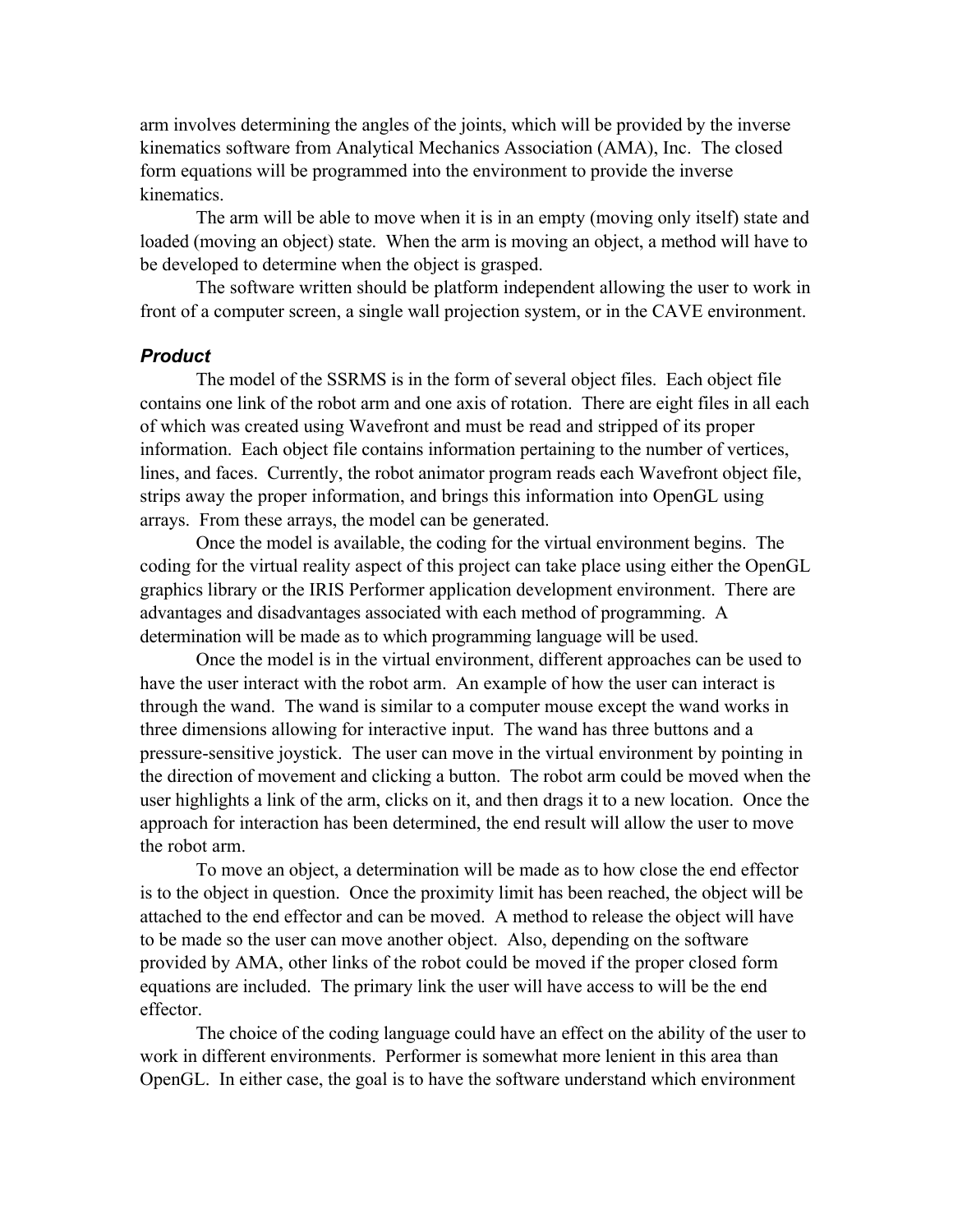arm involves determining the angles of the joints, which will be provided by the inverse kinematics software from Analytical Mechanics Association (AMA), Inc. The closed form equations will be programmed into the environment to provide the inverse kinematics.

The arm will be able to move when it is in an empty (moving only itself) state and loaded (moving an object) state. When the arm is moving an object, a method will have to be developed to determine when the object is grasped.

The software written should be platform independent allowing the user to work in front of a computer screen, a single wall projection system, or in the CAVE environment.

### *Product*

The model of the SSRMS is in the form of several object files. Each object file contains one link of the robot arm and one axis of rotation. There are eight files in all each of which was created using Wavefront and must be read and stripped of its proper information. Each object file contains information pertaining to the number of vertices, lines, and faces. Currently, the robot animator program reads each Wavefront object file, strips away the proper information, and brings this information into OpenGL using arrays. From these arrays, the model can be generated.

Once the model is available, the coding for the virtual environment begins. The coding for the virtual reality aspect of this project can take place using either the OpenGL graphics library or the IRIS Performer application development environment. There are advantages and disadvantages associated with each method of programming. A determination will be made as to which programming language will be used.

Once the model is in the virtual environment, different approaches can be used to have the user interact with the robot arm. An example of how the user can interact is through the wand. The wand is similar to a computer mouse except the wand works in three dimensions allowing for interactive input. The wand has three buttons and a pressure-sensitive joystick. The user can move in the virtual environment by pointing in the direction of movement and clicking a button. The robot arm could be moved when the user highlights a link of the arm, clicks on it, and then drags it to a new location. Once the approach for interaction has been determined, the end result will allow the user to move the robot arm.

To move an object, a determination will be made as to how close the end effector is to the object in question. Once the proximity limit has been reached, the object will be attached to the end effector and can be moved. A method to release the object will have to be made so the user can move another object. Also, depending on the software provided by AMA, other links of the robot could be moved if the proper closed form equations are included. The primary link the user will have access to will be the end effector.

The choice of the coding language could have an effect on the ability of the user to work in different environments. Performer is somewhat more lenient in this area than OpenGL. In either case, the goal is to have the software understand which environment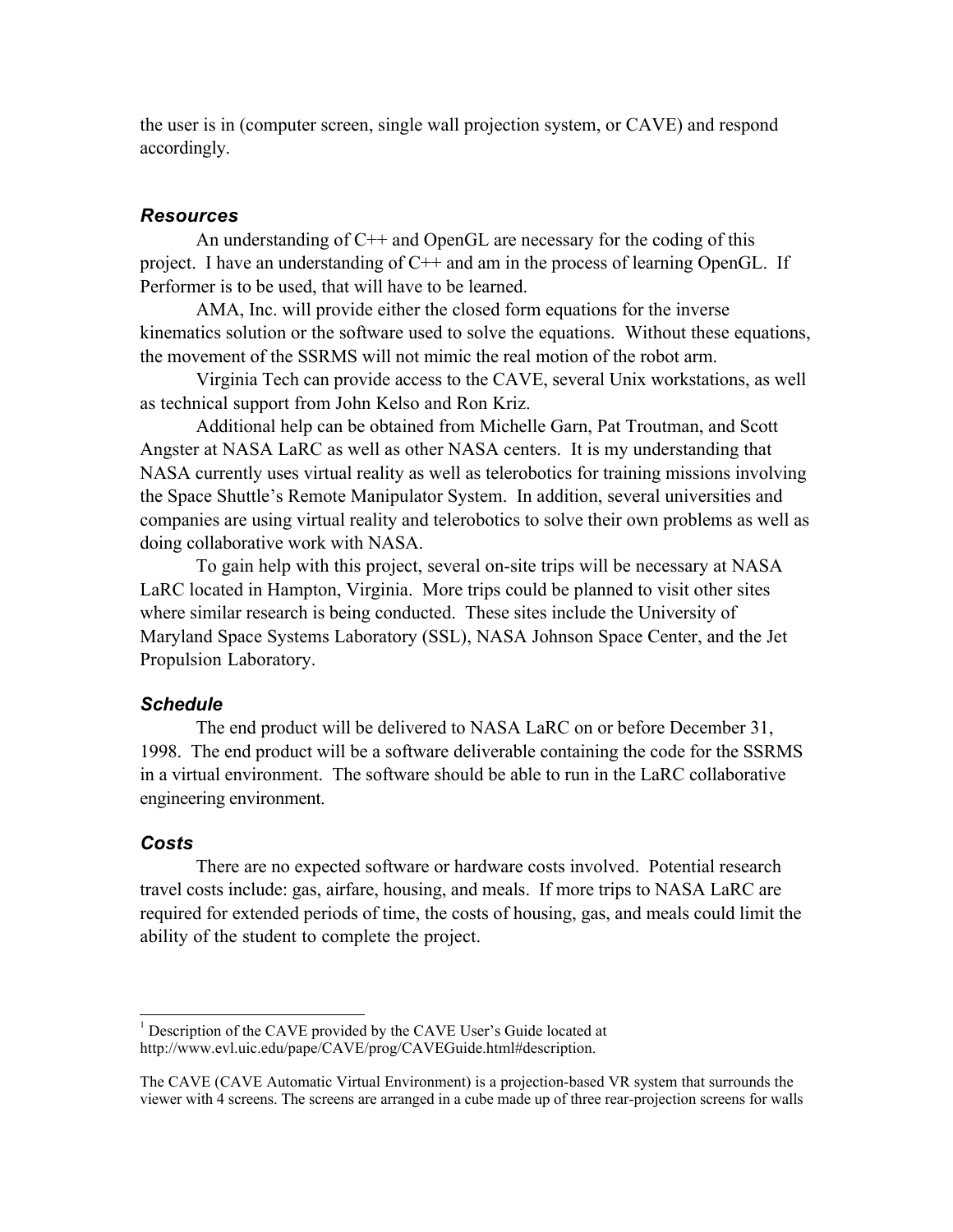the user is in (computer screen, single wall projection system, or CAVE) and respond accordingly.

### *Resources*

An understanding of C++ and OpenGL are necessary for the coding of this project. I have an understanding of C++ and am in the process of learning OpenGL. If Performer is to be used, that will have to be learned.

AMA, Inc. will provide either the closed form equations for the inverse kinematics solution or the software used to solve the equations. Without these equations, the movement of the SSRMS will not mimic the real motion of the robot arm.

Virginia Tech can provide access to the CAVE, several Unix workstations, as well as technical support from John Kelso and Ron Kriz.

Additional help can be obtained from Michelle Garn, Pat Troutman, and Scott Angster at NASA LaRC as well as other NASA centers. It is my understanding that NASA currently uses virtual reality as well as telerobotics for training missions involving the Space Shuttle's Remote Manipulator System. In addition, several universities and companies are using virtual reality and telerobotics to solve their own problems as well as doing collaborative work with NASA.

To gain help with this project, several on-site trips will be necessary at NASA LaRC located in Hampton, Virginia. More trips could be planned to visit other sites where similar research is being conducted. These sites include the University of Maryland Space Systems Laboratory (SSL), NASA Johnson Space Center, and the Jet Propulsion Laboratory.

### *Schedule*

The end product will be delivered to NASA LaRC on or before December 31, 1998. The end product will be a software deliverable containing the code for the SSRMS in a virtual environment. The software should be able to run in the LaRC collaborative engineering environment.

### *Costs*

There are no expected software or hardware costs involved. Potential research travel costs include: gas, airfare, housing, and meals. If more trips to NASA LaRC are required for extended periods of time, the costs of housing, gas, and meals could limit the ability of the student to complete the project.

---

[1] Description of the CAVE provided by the CAVE User's Guide located at http://www.evl.uic.edu/pape/CAVE/prog/CAVEGuide.html#description.

The CAVE (CAVE Automatic Virtual Environment) is a projection-based VR system that surrounds the viewer with 4 screens. The screens are arranged in a cube made up of three rear-projection screens for walls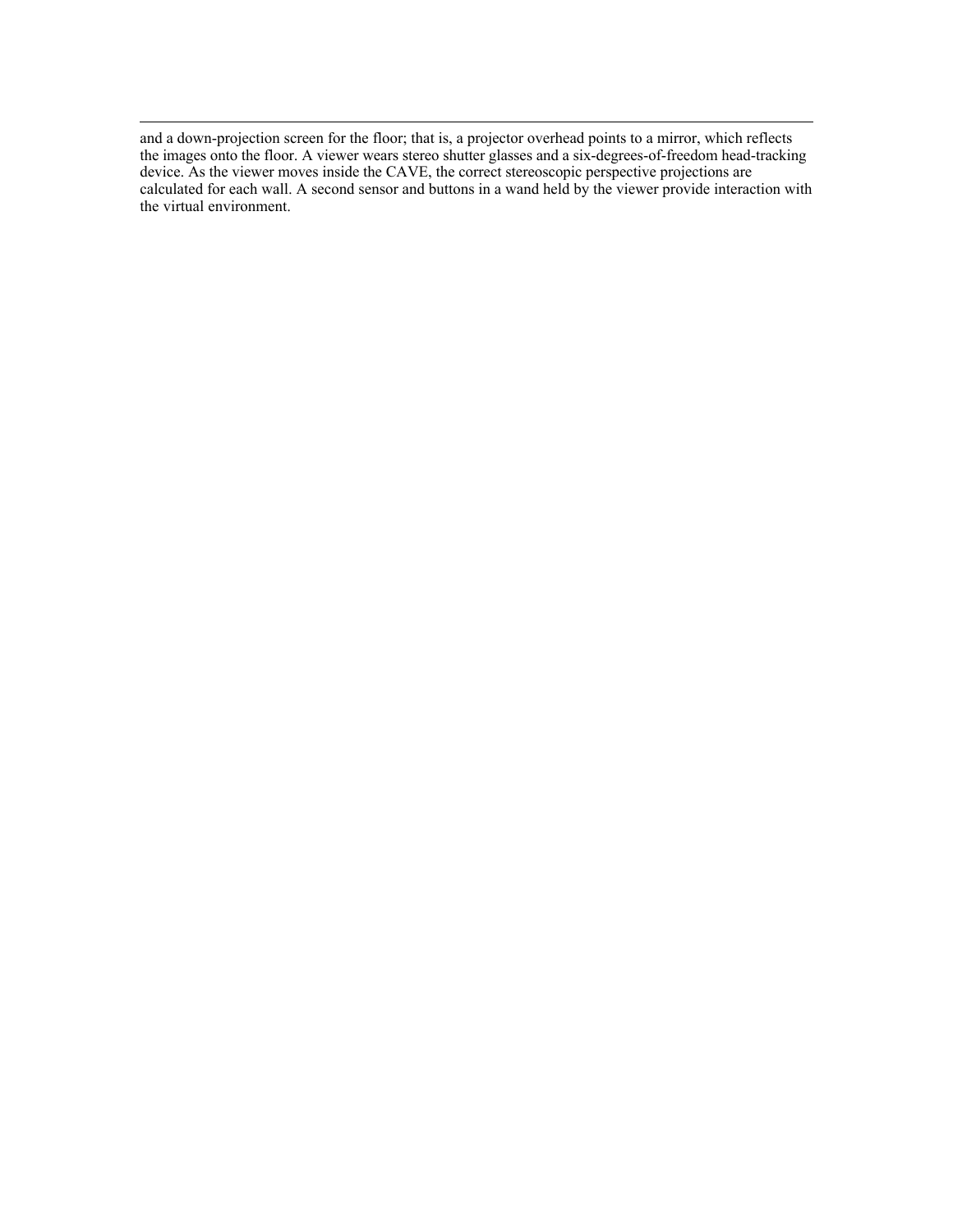and a down-projection screen for the floor; that is, a projector overhead points to a mirror, which reflects the images onto the floor. A viewer wears stereo shutter glasses and a six-degrees-of-freedom head-tracking device. As the viewer moves inside the CAVE, the correct stereoscopic perspective projections are calculated for each wall. A second sensor and buttons in a wand held by the viewer provide interaction with the virtual environment.